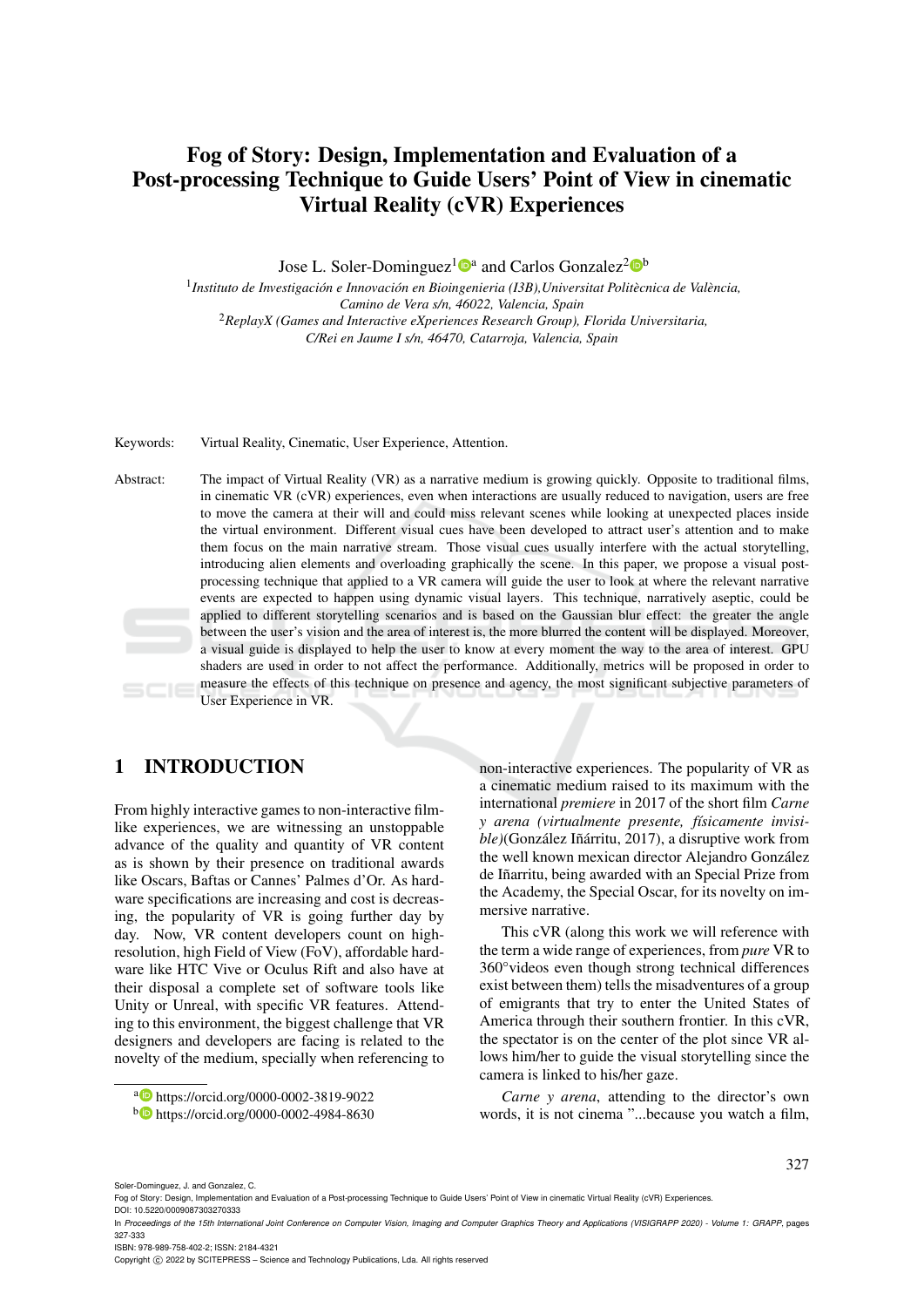# Fog of Story: Design, Implementation and Evaluation of a Post-processing Technique to Guide Users' Point of View in cinematic Virtual Reality (cVR) Experiences

Jose L. Soler-Dominguez[1][a] and Carlos Gonzalez[2][b]

[1]*Instituto de Investigación e Innovación en Bioingenieria (I3B),Universitat Politècnica de València, Camino de Vera s/n, 46022, Valencia, Spain*
[2]*ReplayX (Games and Interactive eXperiences Research Group), Florida Universitaria, C/Rei en Jaume I s/n, 46470, Catarroja, Valencia, Spain*

Keywords: Virtual Reality, Cinematic, User Experience, Attention.

Abstract: The impact of Virtual Reality (VR) as a narrative medium is growing quickly. Opposite to traditional films, in cinematic VR (cVR) experiences, even when interactions are usually reduced to navigation, users are free to move the camera at their will and could miss relevant scenes while looking at unexpected places inside the virtual environment. Different visual cues have been developed to attract user's attention and to make them focus on the main narrative stream. Those visual cues usually interfere with the actual storytelling, introducing alien elements and overloading graphically the scene. In this paper, we propose a visual post-processing technique that applied to a VR camera will guide the user to look at where the relevant narrative events are expected to happen using dynamic visual layers. This technique, narratively aseptic, could be applied to different storytelling scenarios and is based on the Gaussian blur effect: the greater the angle between the user's vision and the area of interest is, the more blurred the content will be displayed. Moreover, a visual guide is displayed to help the user to know at every moment the way to the area of interest. GPU shaders are used in order to not affect the performance. Additionally, metrics will be proposed in order to measure the effects of this technique on presence and agency, the most significant subjective parameters of User Experience in VR.

## 1 INTRODUCTION

From highly interactive games to non-interactive film-like experiences, we are witnessing an unstoppable advance of the quality and quantity of VR content as is shown by their presence on traditional awards like Oscars, Baftas or Cannes' Palmes d'Or. As hardware specifications are increasing and cost is decreasing, the popularity of VR is going further day by day. Now, VR content developers count on high-resolution, high Field of View (FoV), affordable hardware like HTC Vive or Oculus Rift and also have at their disposal a complete set of software tools like Unity or Unreal, with specific VR features. Attending to this environment, the biggest challenge that VR designers and developers are facing is related to the novelty of the medium, specially when referencing to non-interactive experiences. The popularity of VR as a cinematic medium raised to its maximum with the international *premiere* in 2017 of the short film *Carne y arena (virtualmente presente, físicamente invisible)*(González Iñárritu, 2017), a disruptive work from the well known mexican director Alejandro González de Iñarritu, being awarded with an Special Prize from the Academy, the Special Oscar, for its novelty on immersive narrative.

This cVR (along this work we will reference with the term a wide range of experiences, from *pure* VR to 360°videos even though strong technical differences exist between them) tells the misadventures of a group of emigrants that try to enter the United States of America through their southern frontier. In this cVR, the spectator is on the center of the plot since VR allows him/her to guide the visual storytelling since the camera is linked to his/her gaze.

*Carne y arena*, attending to the director's own words, it is not cinema "...because you watch a film,

[a] https://orcid.org/0000-0002-3819-9022
[b] https://orcid.org/0000-0002-4984-8630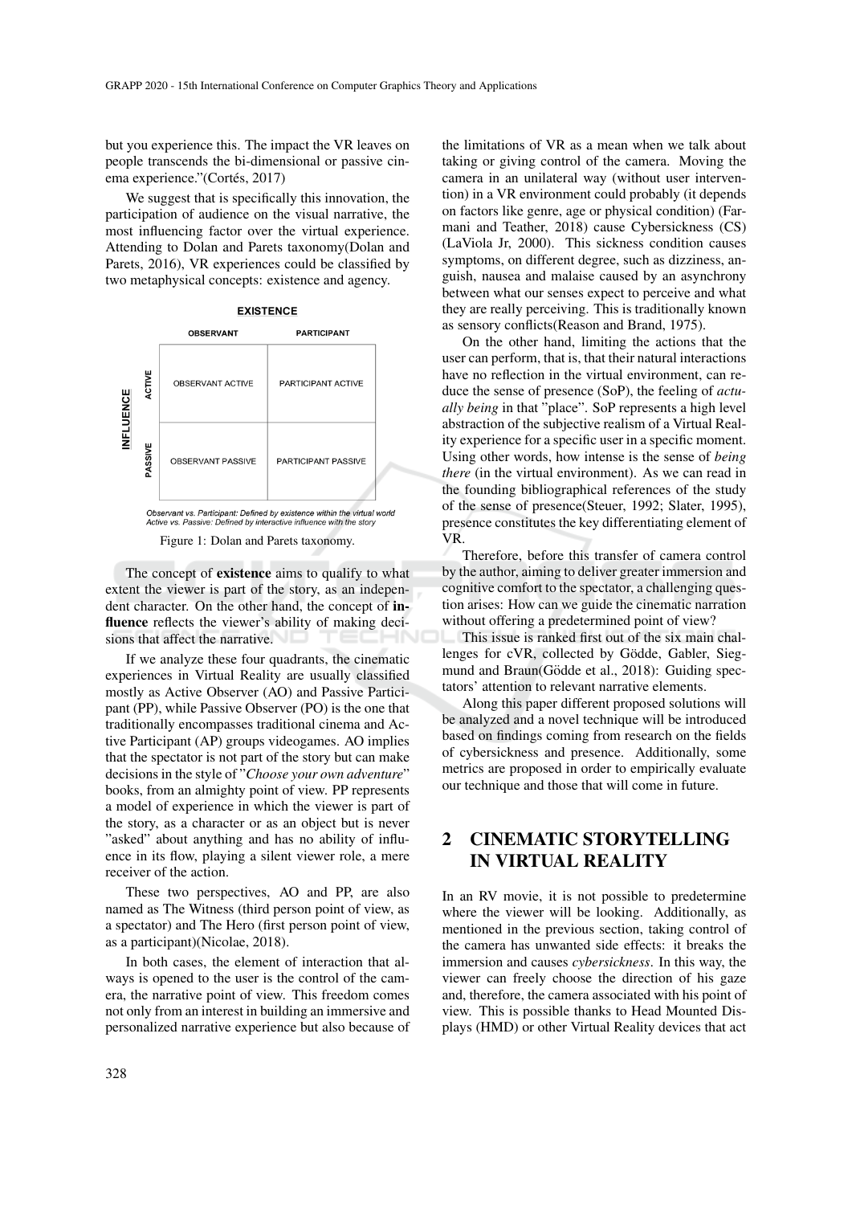but you experience this. The impact the VR leaves on people transcends the bi-dimensional or passive cinema experience."(Cortés, 2017)

We suggest that is specifically this innovation, the participation of audience on the visual narrative, the most influencing factor over the virtual experience. Attending to Dolan and Parets taxonomy(Dolan and Parets, 2016), VR experiences could be classified by two metaphysical concepts: existence and agency.

| | | EXISTENCE | |
|---|---|---|---|
| | | OBSERVANT | PARTICIPANT |
| INFLUENCE | ACTIVE | OBSERVANT ACTIVE | PARTICIPANT ACTIVE |
| | PASSIVE | OBSERVANT PASSIVE | PARTICIPANT PASSIVE |

*Observant vs. Participant: Defined by existence within the virtual world*
*Active vs. Passive: Defined by interactive influence with the story*

Figure 1: Dolan and Parets taxonomy.

The concept of **existence** aims to qualify to what extent the viewer is part of the story, as an independent character. On the other hand, the concept of **influence** reflects the viewer's ability of making decisions that affect the narrative.

If we analyze these four quadrants, the cinematic experiences in Virtual Reality are usually classified mostly as Active Observer (AO) and Passive Participant (PP), while Passive Observer (PO) is the one that traditionally encompasses traditional cinema and Active Participant (AP) groups videogames. AO implies that the spectator is not part of the story but can make decisions in the style of "*Choose your own adventure*" books, from an almighty point of view. PP represents a model of experience in which the viewer is part of the story, as a character or as an object but is never "asked" about anything and has no ability of influence in its flow, playing a silent viewer role, a mere receiver of the action.

These two perspectives, AO and PP, are also named as The Witness (third person point of view, as a spectator) and The Hero (first person point of view, as a participant)(Nicolae, 2018).

In both cases, the element of interaction that always is opened to the user is the control of the camera, the narrative point of view. This freedom comes not only from an interest in building an immersive and personalized narrative experience but also because of the limitations of VR as a mean when we talk about taking or giving control of the camera. Moving the camera in an unilateral way (without user intervention) in a VR environment could probably (it depends on factors like genre, age or physical condition) (Farmani and Teather, 2018) cause Cybersickness (CS) (LaViola Jr, 2000). This sickness condition causes symptoms, on different degree, such as dizziness, anguish, nausea and malaise caused by an asynchrony between what our senses expect to perceive and what they are really perceiving. This is traditionally known as sensory conflicts(Reason and Brand, 1975).

On the other hand, limiting the actions that the user can perform, that is, that their natural interactions have no reflection in the virtual environment, can reduce the sense of presence (SoP), the feeling of *actually being* in that "place". SoP represents a high level abstraction of the subjective realism of a Virtual Reality experience for a specific user in a specific moment. Using other words, how intense is the sense of *being there* (in the virtual environment). As we can read in the founding bibliographical references of the study of the sense of presence(Steuer, 1992; Slater, 1995), presence constitutes the key differentiating element of VR.

Therefore, before this transfer of camera control by the author, aiming to deliver greater immersion and cognitive comfort to the spectator, a challenging question arises: How can we guide the cinematic narration without offering a predetermined point of view?

This issue is ranked first out of the six main challenges for cVR, collected by Gödde, Gabler, Siegmund and Braun(Gödde et al., 2018): Guiding spectators' attention to relevant narrative elements.

Along this paper different proposed solutions will be analyzed and a novel technique will be introduced based on findings coming from research on the fields of cybersickness and presence. Additionally, some metrics are proposed in order to empirically evaluate our technique and those that will come in future.

## 2 CINEMATIC STORYTELLING IN VIRTUAL REALITY

In an RV movie, it is not possible to predetermine where the viewer will be looking. Additionally, as mentioned in the previous section, taking control of the camera has unwanted side effects: it breaks the immersion and causes *cybersickness*. In this way, the viewer can freely choose the direction of his gaze and, therefore, the camera associated with his point of view. This is possible thanks to Head Mounted Displays (HMD) or other Virtual Reality devices that act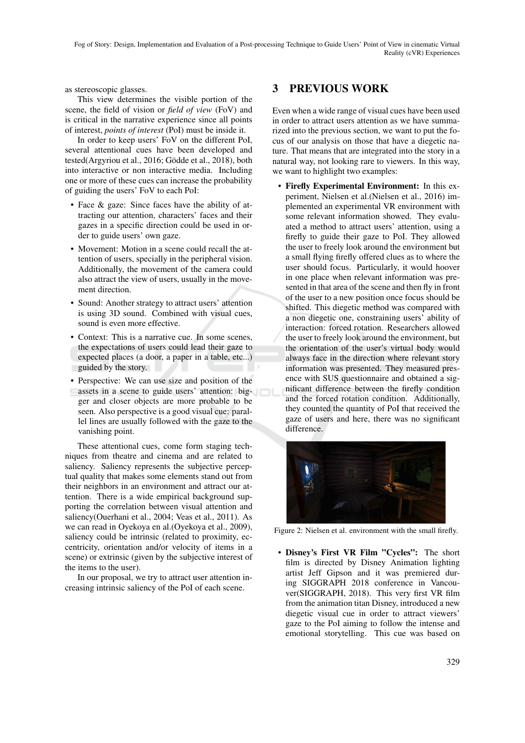as stereoscopic glasses.

This view determines the visible portion of the scene, the field of vision or *field of view* (FoV) and is critical in the narrative experience since all points of interest, *points of interest* (PoI) must be inside it.

In order to keep users' FoV on the different PoI, several attentional cues have been developed and tested(Argyriou et al., 2016; Gödde et al., 2018), both into interactive or non interactive media. Including one or more of these cues can increase the probability of guiding the users' FoV to each PoI:

- Face & gaze: Since faces have the ability of attracting our attention, characters' faces and their gazes in a specific direction could be used in order to guide users' own gaze.
- Movement: Motion in a scene could recall the attention of users, specially in the peripheral vision. Additionally, the movement of the camera could also attract the view of users, usually in the movement direction.
- Sound: Another strategy to attract users' attention is using 3D sound. Combined with visual cues, sound is even more effective.
- Context: This is a narrative cue. In some scenes, the expectations of users could lead their gaze to expected places (a door, a paper in a table, etc...) guided by the story.
- Perspective: We can use size and position of the assets in a scene to guide users' attention: bigger and closer objects are more probable to be seen. Also perspective is a good visual cue: parallel lines are usually followed with the gaze to the vanishing point.

These attentional cues, come form staging techniques from theatre and cinema and are related to saliency. Saliency represents the subjective perceptual quality that makes some elements stand out from their neighbors in an environment and attract our attention. There is a wide empirical background supporting the correlation between visual attention and saliency(Ouerhani et al., 2004; Veas et al., 2011). As we can read in Oyekoya en al.(Oyekoya et al., 2009), saliency could be intrinsic (related to proximity, eccentricity, orientation and/or velocity of items in a scene) or extrinsic (given by the subjective interest of the items to the user).

In our proposal, we try to attract user attention increasing intrinsic saliency of the PoI of each scene.

## 3 PREVIOUS WORK

Even when a wide range of visual cues have been used in order to attract users attention as we have summarized into the previous section, we want to put the focus of our analysis on those that have a diegetic nature. That means that are integrated into the story in a natural way, not looking rare to viewers. In this way, we want to highlight two examples:

- **Firefly Experimental Environment:** In this experiment, Nielsen et al.(Nielsen et al., 2016) implemented an experimental VR environment with some relevant information showed. They evaluated a method to attract users' attention, using a firefly to guide their gaze to PoI. They allowed the user to freely look around the environment but a small flying firefly offered clues as to where the user should focus. Particularly, it would hoover in one place when relevant information was presented in that area of the scene and then fly in front of the user to a new position once focus should be shifted. This diegetic method was compared with a non diegetic one, constraining users' ability of interaction: forced rotation. Researchers allowed the user to freely look around the environment, but the orientation of the user's virtual body would always face in the direction where relevant story information was presented. They measured presence with SUS questionnaire and obtained a significant difference between the firefly condition and the forced rotation condition. Additionally, they counted the quantity of PoI that received the gaze of users and here, there was no significant difference.

Figure 2: Nielsen et al. environment with the small firefly.

- **Disney's First VR Film "Cycles":** The short film is directed by Disney Animation lighting artist Jeff Gipson and it was premiered during SIGGRAPH 2018 conference in Vancouver(SIGGRAPH, 2018). This very first VR film from the animation titan Disney, introduced a new diegetic visual cue in order to attract viewers' gaze to the PoI aiming to follow the intense and emotional storytelling. This cue was based on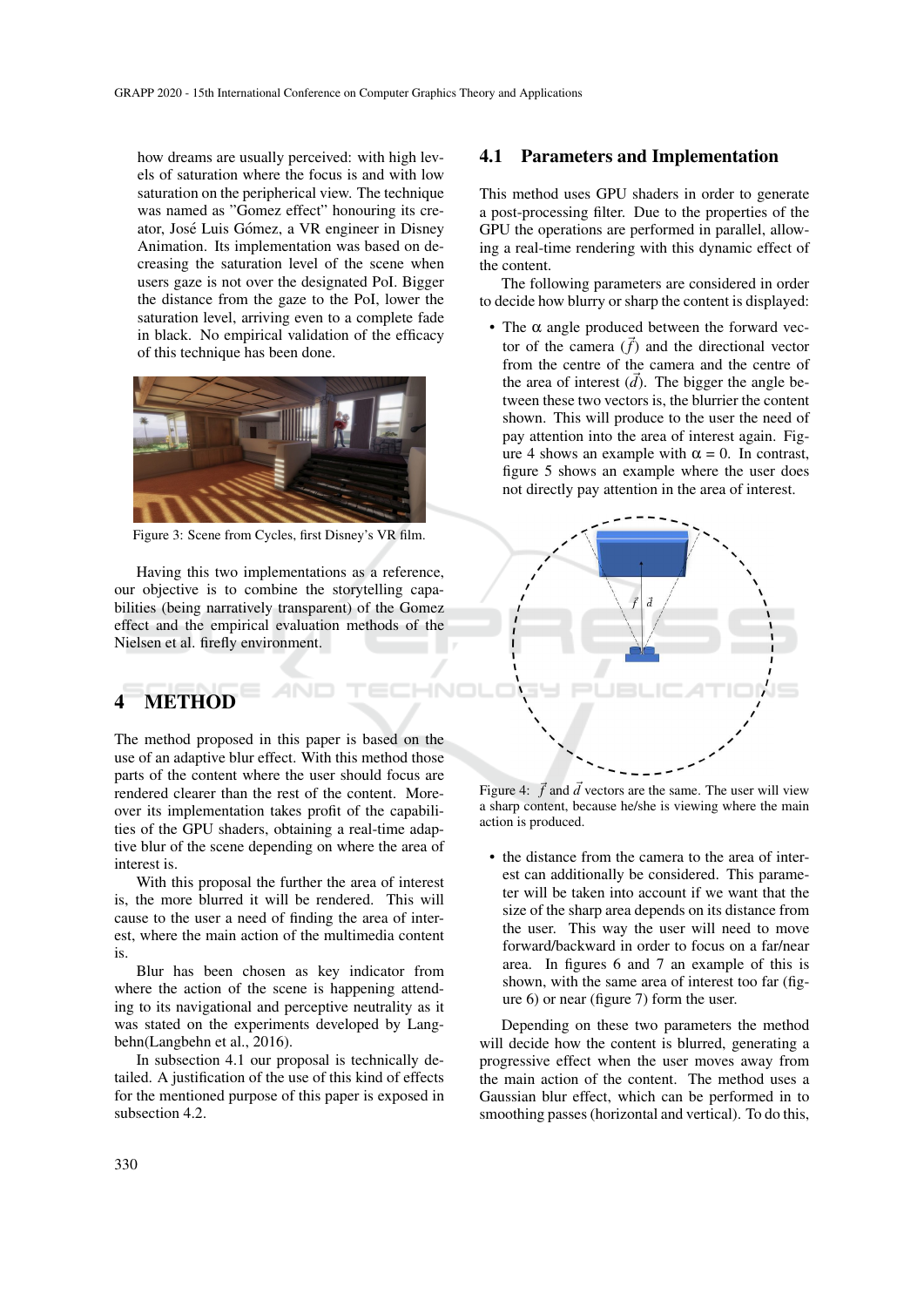how dreams are usually perceived: with high levels of saturation where the focus is and with low saturation on the peripherical view. The technique was named as "Gomez effect" honouring its creator, José Luis Gómez, a VR engineer in Disney Animation. Its implementation was based on decreasing the saturation level of the scene when users gaze is not over the designated PoI. Bigger the distance from the gaze to the PoI, lower the saturation level, arriving even to a complete fade in black. No empirical validation of the efficacy of this technique has been done.

Figure 3: Scene from Cycles, first Disney's VR film.

Having this two implementations as a reference, our objective is to combine the storytelling capabilities (being narratively transparent) of the Gomez effect and the empirical evaluation methods of the Nielsen et al. firefly environment.

# 4 METHOD

The method proposed in this paper is based on the use of an adaptive blur effect. With this method those parts of the content where the user should focus are rendered clearer than the rest of the content. Moreover its implementation takes profit of the capabilities of the GPU shaders, obtaining a real-time adaptive blur of the scene depending on where the area of interest is.

With this proposal the further the area of interest is, the more blurred it will be rendered. This will cause to the user a need of finding the area of interest, where the main action of the multimedia content is.

Blur has been chosen as key indicator from where the action of the scene is happening attending to its navigational and perceptive neutrality as it was stated on the experiments developed by Langbehn(Langbehn et al., 2016).

In subsection 4.1 our proposal is technically detailed. A justification of the use of this kind of effects for the mentioned purpose of this paper is exposed in subsection 4.2.

## 4.1 Parameters and Implementation

This method uses GPU shaders in order to generate a post-processing filter. Due to the properties of the GPU the operations are performed in parallel, allowing a real-time rendering with this dynamic effect of the content.

The following parameters are considered in order to decide how blurry or sharp the content is displayed:

- The $\alpha$ angle produced between the forward vector of the camera ($\vec{f}$) and the directional vector from the centre of the camera and the centre of the area of interest ($\vec{d}$). The bigger the angle between these two vectors is, the blurrier the content shown. This will produce to the user the need of pay attention into the area of interest again. Figure 4 shows an example with $\alpha = 0$. In contrast, figure 5 shows an example where the user does not directly pay attention in the area of interest.

Figure 4: $\vec{f}$ and $\vec{d}$ vectors are the same. The user will view a sharp content, because he/she is viewing where the main action is produced.

- the distance from the camera to the area of interest can additionally be considered. This parameter will be taken into account if we want that the size of the sharp area depends on its distance from the user. This way the user will need to move forward/backward in order to focus on a far/near area. In figures 6 and 7 an example of this is shown, with the same area of interest too far (figure 6) or near (figure 7) form the user.

Depending on these two parameters the method will decide how the content is blurred, generating a progressive effect when the user moves away from the main action of the content. The method uses a Gaussian blur effect, which can be performed in to smoothing passes (horizontal and vertical). To do this,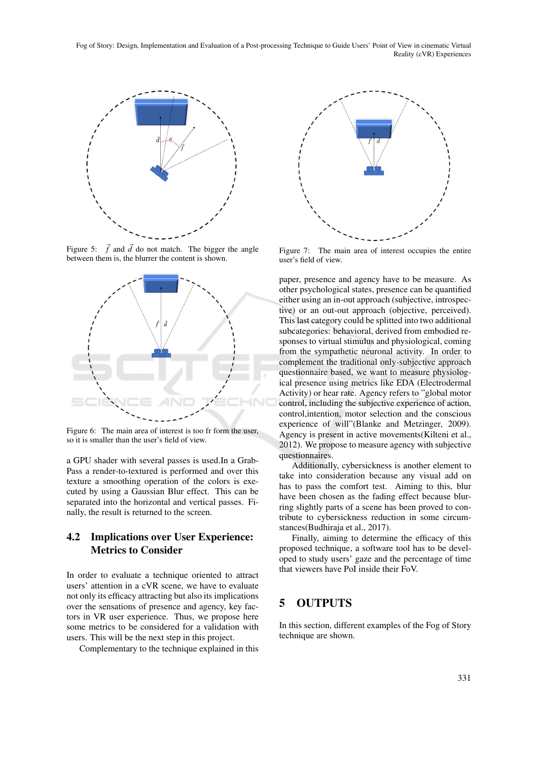Figure 5: $\vec{f}$ and $\vec{d}$ do not match. The bigger the angle between them is, the blurrer the content is shown.

Figure 6: The main area of interest is too fr form the user, so it is smaller than the user's field of view.

a GPU shader with several passes is used.In a GrabPass a render-to-textured is performed and over this texture a smoothing operation of the colors is executed by using a Gaussian Blur effect. This can be separated into the horizontal and vertical passes. Finally, the result is returned to the screen.

### 4.2 Implications over User Experience: Metrics to Consider

In order to evaluate a technique oriented to attract users' attention in a cVR scene, we have to evaluate not only its efficacy attracting but also its implications over the sensations of presence and agency, key factors in VR user experience. Thus, we propose here some metrics to be considered for a validation with users. This will be the next step in this project.

Complementary to the technique explained in this paper, presence and agency have to be measure. As other psychological states, presence can be quantified either using an in-out approach (subjective, introspective) or an out-out approach (objective, perceived). This last category could be splitted into two additional subcategories: behavioral, derived from embodied responses to virtual stimulus and physiological, coming from the sympathetic neuronal activity. In order to complement the traditional only-subjective approach questionnaire based, we want to measure physiological presence using metrics like EDA (Electrodermal Activity) or hear rate. Agency refers to "global motor control, including the subjective experience of action, control,intention, motor selection and the conscious experience of will"(Blanke and Metzinger, 2009). Agency is present in active movements(Kilteni et al., 2012). We propose to measure agency with subjective questionnaires.

Additionally, cybersickness is another element to take into consideration because any visual add on has to pass the comfort test. Aiming to this, blur have been chosen as the fading effect because blurring slightly parts of a scene has been proved to contribute to cybersickness reduction in some circumstances(Budhiraja et al., 2017).

Finally, aiming to determine the efficacy of this proposed technique, a software tool has to be developed to study users' gaze and the percentage of time that viewers have PoI inside their FoV.

Figure 7: The main area of interest occupies the entire user's field of view.

## 5 OUTPUTS

In this section, different examples of the Fog of Story technique are shown.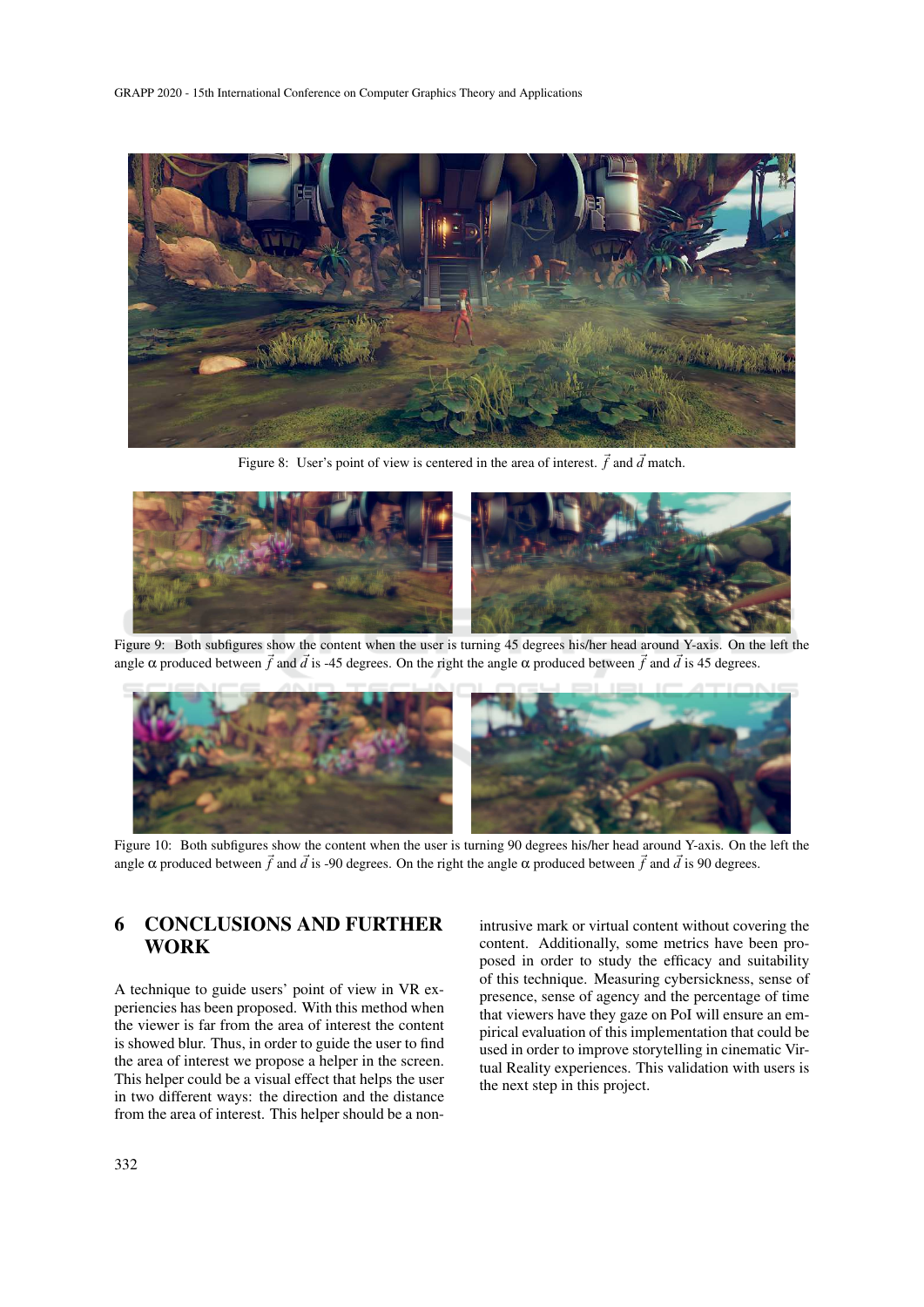Figure 8: User's point of view is centered in the area of interest. $\vec{f}$ and $\vec{d}$ match.

Figure 9: Both subfigures show the content when the user is turning 45 degrees his/her head around Y-axis. On the left the angle $\alpha$ produced between $\vec{f}$ and $\vec{d}$ is -45 degrees. On the right the angle $\alpha$ produced between $\vec{f}$ and $\vec{d}$ is 45 degrees.

Figure 10: Both subfigures show the content when the user is turning 90 degrees his/her head around Y-axis. On the left the angle $\alpha$ produced between $\vec{f}$ and $\vec{d}$ is -90 degrees. On the right the angle $\alpha$ produced between $\vec{f}$ and $\vec{d}$ is 90 degrees.

## 6 CONCLUSIONS AND FURTHER WORK

A technique to guide users' point of view in VR experiencies has been proposed. With this method when the viewer is far from the area of interest the content is showed blur. Thus, in order to guide the user to find the area of interest we propose a helper in the screen. This helper could be a visual effect that helps the user in two different ways: the direction and the distance from the area of interest. This helper should be a non-intrusive mark or virtual content without covering the content. Additionally, some metrics have been proposed in order to study the efficacy and suitability of this technique. Measuring cybersickness, sense of presence, sense of agency and the percentage of time that viewers have they gaze on PoI will ensure an empirical evaluation of this implementation that could be used in order to improve storytelling in cinematic Virtual Reality experiences. This validation with users is the next step in this project.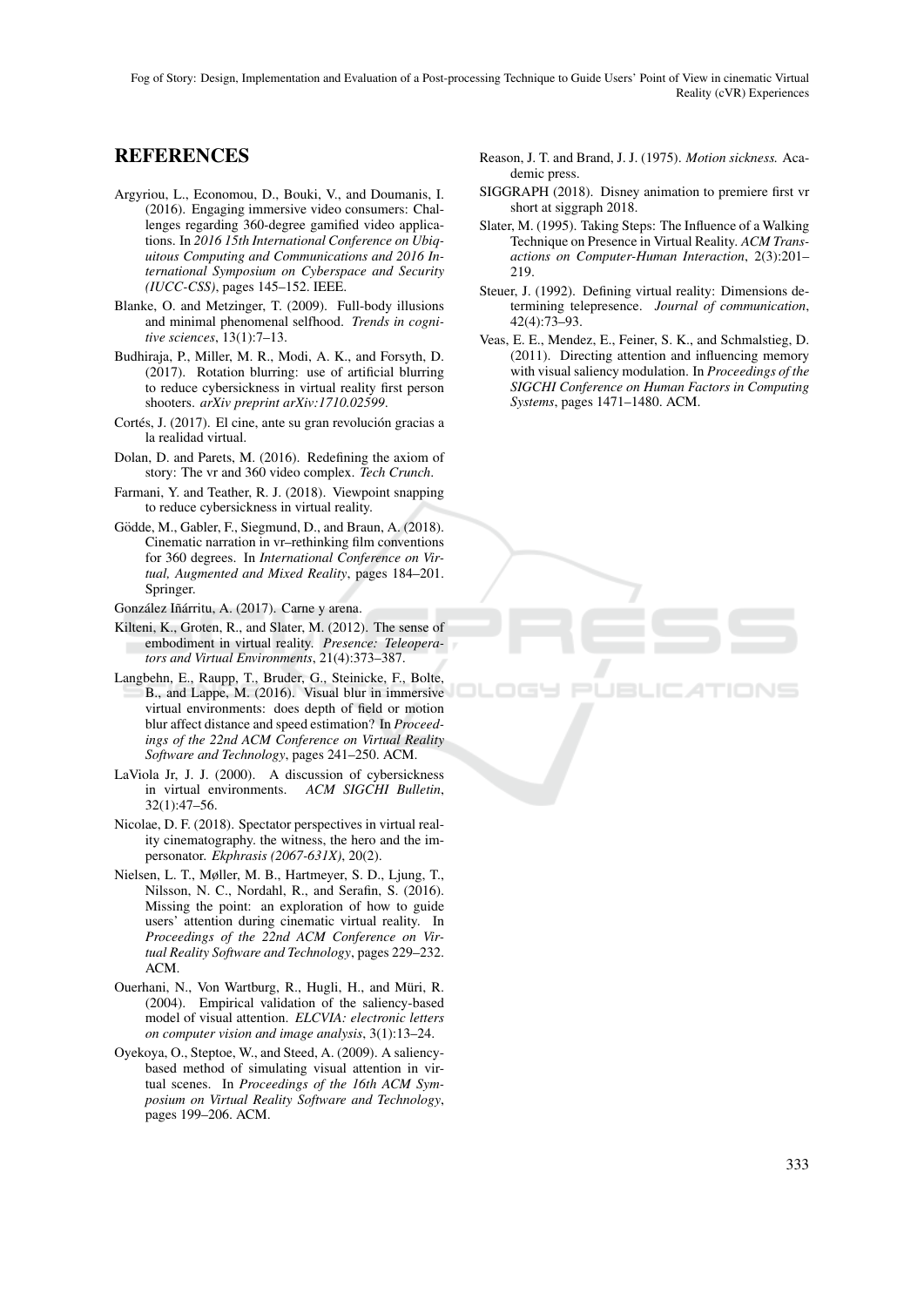## REFERENCES

Argyriou, L., Economou, D., Bouki, V., and Doumanis, I. (2016). Engaging immersive video consumers: Challenges regarding 360-degree gamified video applications. In *2016 15th International Conference on Ubiquitous Computing and Communications and 2016 International Symposium on Cyberspace and Security (IUCC-CSS)*, pages 145–152. IEEE.

Blanke, O. and Metzinger, T. (2009). Full-body illusions and minimal phenomenal selfhood. *Trends in cognitive sciences*, 13(1):7–13.

Budhiraja, P., Miller, M. R., Modi, A. K., and Forsyth, D. (2017). Rotation blurring: use of artificial blurring to reduce cybersickness in virtual reality first person shooters. *arXiv preprint arXiv:1710.02599*.

Cortés, J. (2017). El cine, ante su gran revolución gracias a la realidad virtual.

Dolan, D. and Parets, M. (2016). Redefining the axiom of story: The vr and 360 video complex. *Tech Crunch*.

Farmani, Y. and Teather, R. J. (2018). Viewpoint snapping to reduce cybersickness in virtual reality.

Gödde, M., Gabler, F., Siegmund, D., and Braun, A. (2018). Cinematic narration in vr–rethinking film conventions for 360 degrees. In *International Conference on Virtual, Augmented and Mixed Reality*, pages 184–201. Springer.

González Iñárritu, A. (2017). Carne y arena.

Kilteni, K., Groten, R., and Slater, M. (2012). The sense of embodiment in virtual reality. *Presence: Teleoperators and Virtual Environments*, 21(4):373–387.

Langbehn, E., Raupp, T., Bruder, G., Steinicke, F., Bolte, B., and Lappe, M. (2016). Visual blur in immersive virtual environments: does depth of field or motion blur affect distance and speed estimation? In *Proceedings of the 22nd ACM Conference on Virtual Reality Software and Technology*, pages 241–250. ACM.

LaViola Jr, J. J. (2000). A discussion of cybersickness in virtual environments. *ACM SIGCHI Bulletin*, 32(1):47–56.

Nicolae, D. F. (2018). Spectator perspectives in virtual reality cinematography. the witness, the hero and the impersonator. *Ekphrasis (2067-631X)*, 20(2).

Nielsen, L. T., Møller, M. B., Hartmeyer, S. D., Ljung, T., Nilsson, N. C., Nordahl, R., and Serafin, S. (2016). Missing the point: an exploration of how to guide users' attention during cinematic virtual reality. In *Proceedings of the 22nd ACM Conference on Virtual Reality Software and Technology*, pages 229–232. ACM.

Ouerhani, N., Von Wartburg, R., Hugli, H., and Müri, R. (2004). Empirical validation of the saliency-based model of visual attention. *ELCVIA: electronic letters on computer vision and image analysis*, 3(1):13–24.

Oyekoya, O., Steptoe, W., and Steed, A. (2009). A saliency-based method of simulating visual attention in virtual scenes. In *Proceedings of the 16th ACM Symposium on Virtual Reality Software and Technology*, pages 199–206. ACM.

Reason, J. T. and Brand, J. J. (1975). *Motion sickness.* Academic press.

SIGGRAPH (2018). Disney animation to premiere first vr short at siggraph 2018.

Slater, M. (1995). Taking Steps: The Influence of a Walking Technique on Presence in Virtual Reality. *ACM Transactions on Computer-Human Interaction*, 2(3):201–219.

Steuer, J. (1992). Defining virtual reality: Dimensions determining telepresence. *Journal of communication*, 42(4):73–93.

Veas, E. E., Mendez, E., Feiner, S. K., and Schmalstieg, D. (2011). Directing attention and influencing memory with visual saliency modulation. In *Proceedings of the SIGCHI Conference on Human Factors in Computing Systems*, pages 1471–1480. ACM.